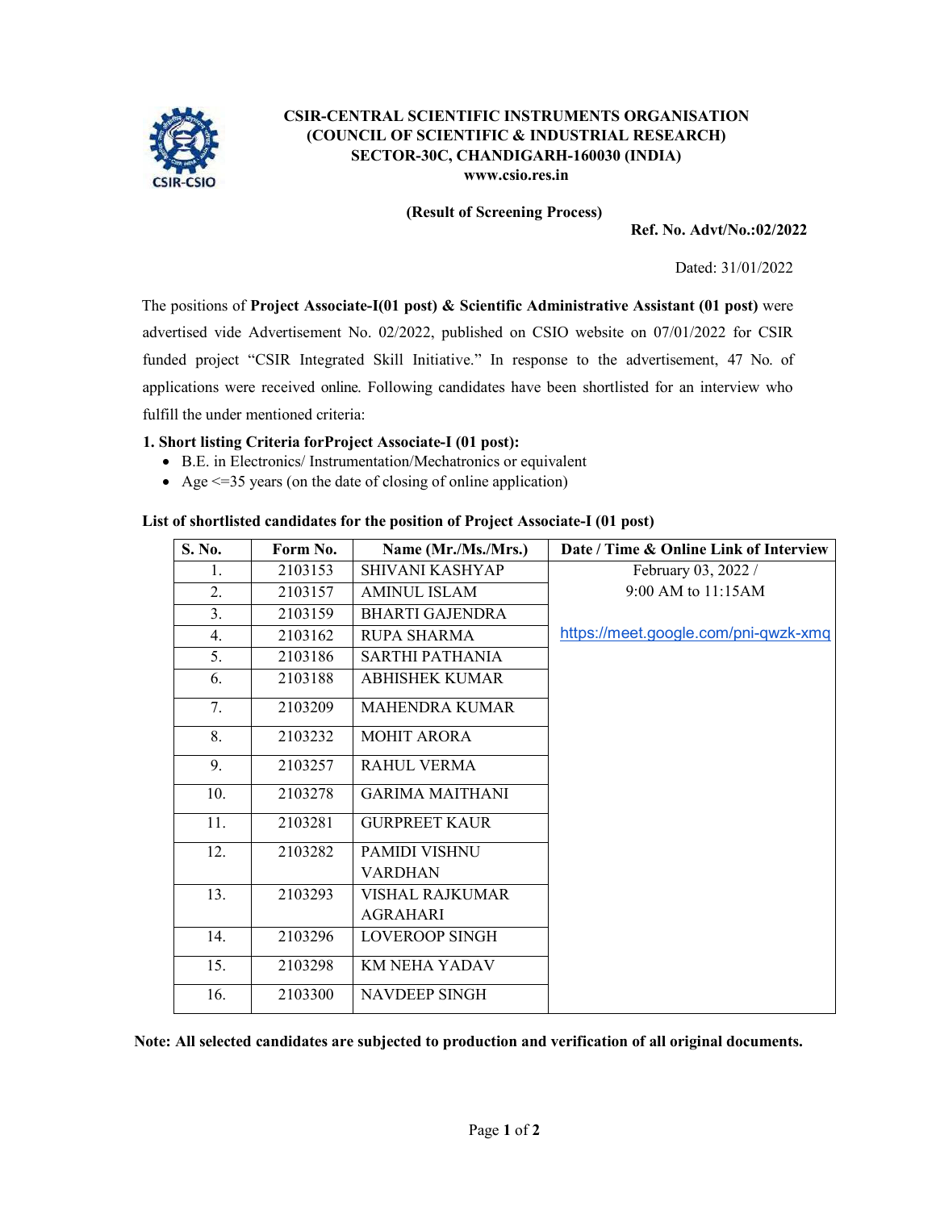**CSIR-CENTRAL SCIENTIFIC INSTRUMENTS ORGANISATION**
**(COUNCIL OF SCIENTIFIC & INDUSTRIAL RESEARCH)**
**SECTOR-30C, CHANDIGARH-160030 (INDIA)**
**www.csio.res.in**

**(Result of Screening Process)**

**Ref. No. Advt/No.:02/2022**

Dated: 31/01/2022

The positions of **Project Associate-I(01 post) & Scientific Administrative Assistant (01 post)** were advertised vide Advertisement No. 02/2022, published on CSIO website on 07/01/2022 for CSIR funded project "CSIR Integrated Skill Initiative." In response to the advertisement, 47 No. of applications were received online. Following candidates have been shortlisted for an interview who fulfill the under mentioned criteria:

**1. Short listing Criteria forProject Associate-I (01 post):**

- B.E. in Electronics/ Instrumentation/Mechatronics or equivalent
- Age <=35 years (on the date of closing of online application)

**List of shortlisted candidates for the position of Project Associate-I (01 post)**

| S. No. | Form No. | Name (Mr./Ms./Mrs.) | Date / Time & Online Link of Interview |
|---|---|---|---|
| 1. | 2103153 | SHIVANI KASHYAP | February 03, 2022 / 9:00 AM to 11:15AM https://meet.google.com/pni-qwzk-xmq |
| 2. | 2103157 | AMINUL ISLAM | |
| 3. | 2103159 | BHARTI GAJENDRA | |
| 4. | 2103162 | RUPA SHARMA | |
| 5. | 2103186 | SARTHI PATHANIA | |
| 6. | 2103188 | ABHISHEK KUMAR | |
| 7. | 2103209 | MAHENDRA KUMAR | |
| 8. | 2103232 | MOHIT ARORA | |
| 9. | 2103257 | RAHUL VERMA | |
| 10. | 2103278 | GARIMA MAITHANI | |
| 11. | 2103281 | GURPREET KAUR | |
| 12. | 2103282 | PAMIDI VISHNU VARDHAN | |
| 13. | 2103293 | VISHAL RAJKUMAR AGRAHARI | |
| 14. | 2103296 | LOVEROOP SINGH | |
| 15. | 2103298 | KM NEHA YADAV | |
| 16. | 2103300 | NAVDEEP SINGH | |

**Note: All selected candidates are subjected to production and verification of all original documents.**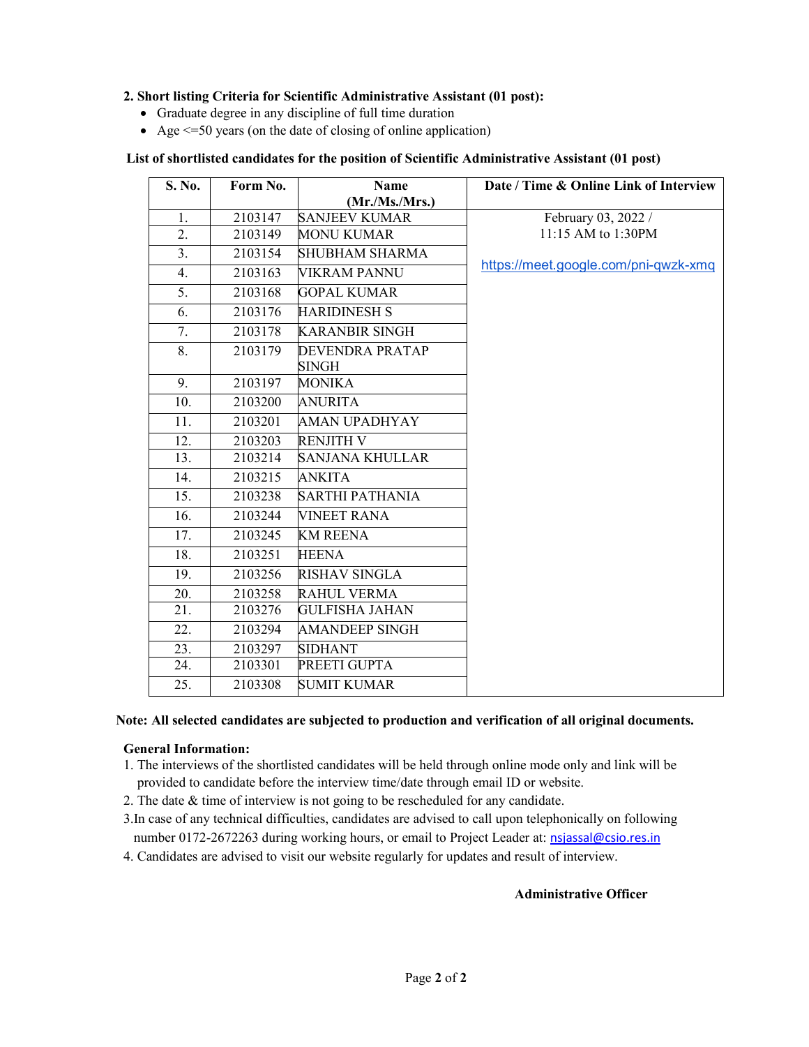**2. Short listing Criteria for Scientific Administrative Assistant (01 post):**

- Graduate degree in any discipline of full time duration
- Age <=50 years (on the date of closing of online application)

**List of shortlisted candidates for the position of Scientific Administrative Assistant (01 post)**

| S. No. | Form No. | Name (Mr./Ms./Mrs.) | Date / Time & Online Link of Interview |
|---|---|---|---|
| 1. | 2103147 | SANJEEV KUMAR | February 03, 2022 / 11:15 AM to 1:30PM https://meet.google.com/pni-qwzk-xmq |
| 2. | 2103149 | MONU KUMAR | |
| 3. | 2103154 | SHUBHAM SHARMA | |
| 4. | 2103163 | VIKRAM PANNU | |
| 5. | 2103168 | GOPAL KUMAR | |
| 6. | 2103176 | HARIDINESH S | |
| 7. | 2103178 | KARANBIR SINGH | |
| 8. | 2103179 | DEVENDRA PRATAP SINGH | |
| 9. | 2103197 | MONIKA | |
| 10. | 2103200 | ANURITA | |
| 11. | 2103201 | AMAN UPADHYAY | |
| 12. | 2103203 | RENJITH V | |
| 13. | 2103214 | SANJANA KHULLAR | |
| 14. | 2103215 | ANKITA | |
| 15. | 2103238 | SARTHI PATHANIA | |
| 16. | 2103244 | VINEET RANA | |
| 17. | 2103245 | KM REENA | |
| 18. | 2103251 | HEENA | |
| 19. | 2103256 | RISHAV SINGLA | |
| 20. | 2103258 | RAHUL VERMA | |
| 21. | 2103276 | GULFISHA JAHAN | |
| 22. | 2103294 | AMANDEEP SINGH | |
| 23. | 2103297 | SIDHANT | |
| 24. | 2103301 | PREETI GUPTA | |
| 25. | 2103308 | SUMIT KUMAR | |

**Note: All selected candidates are subjected to production and verification of all original documents.**

**General Information:**

1. The interviews of the shortlisted candidates will be held through online mode only and link will be provided to candidate before the interview time/date through email ID or website.
2. The date & time of interview is not going to be rescheduled for any candidate.
3. In case of any technical difficulties, candidates are advised to call upon telephonically on following number 0172-2672263 during working hours, or email to Project Leader at: nsjassal@csio.res.in
4. Candidates are advised to visit our website regularly for updates and result of interview.

**Administrative Officer**